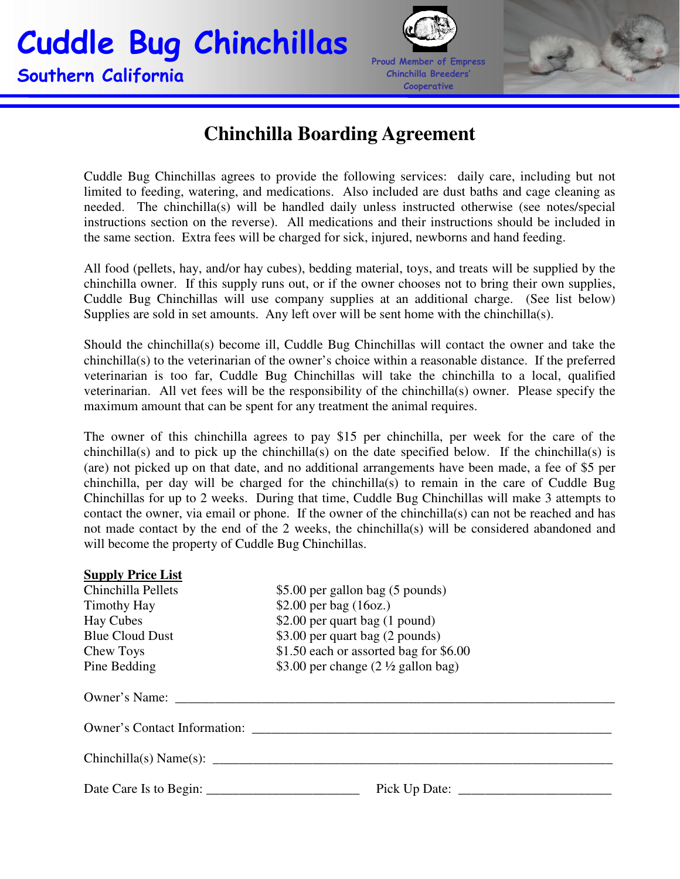# Cuddle Bug Chinchillas

**Southern California**

Proud Member of Empress Chinchilla Breeders' Cooperative

## Chinchilla Boarding Agreement

Cuddle Bug Chinchillas agrees to provide the following services: daily care, including but not limited to feeding, watering, and medications. Also included are dust baths and cage cleaning as needed. The chinchilla(s) will be handled daily unless instructed otherwise (see notes/special instructions section on the reverse). All medications and their instructions should be included in the same section. Extra fees will be charged for sick, injured, newborns and hand feeding.

All food (pellets, hay, and/or hay cubes), bedding material, toys, and treats will be supplied by the chinchilla owner. If this supply runs out, or if the owner chooses not to bring their own supplies, Cuddle Bug Chinchillas will use company supplies at an additional charge. (See list below) Supplies are sold in set amounts. Any left over will be sent home with the chinchilla(s).

Should the chinchilla(s) become ill, Cuddle Bug Chinchillas will contact the owner and take the chinchilla(s) to the veterinarian of the owner's choice within a reasonable distance. If the preferred veterinarian is too far, Cuddle Bug Chinchillas will take the chinchilla to a local, qualified veterinarian. All vet fees will be the responsibility of the chinchilla(s) owner. Please specify the maximum amount that can be spent for any treatment the animal requires.

The owner of this chinchilla agrees to pay $15 per chinchilla, per week for the care of the chinchilla(s) and to pick up the chinchilla(s) on the date specified below. If the chinchilla(s) is (are) not picked up on that date, and no additional arrangements have been made, a fee of $5 per chinchilla, per day will be charged for the chinchilla(s) to remain in the care of Cuddle Bug Chinchillas for up to 2 weeks. During that time, Cuddle Bug Chinchillas will make 3 attempts to contact the owner, via email or phone. If the owner of the chinchilla(s) can not be reached and has not made contact by the end of the 2 weeks, the chinchilla(s) will be considered abandoned and will become the property of Cuddle Bug Chinchillas.

**<u>Supply Price List</u>**

| | |
|---|---|
| Chinchilla Pellets | $5.00 per gallon bag (5 pounds) |
| Timothy Hay | $2.00 per bag (16oz.) |
| Hay Cubes | $2.00 per quart bag (1 pound) |
| Blue Cloud Dust | $3.00 per quart bag (2 pounds) |
| Chew Toys | $1.50 each or assorted bag for $6.00 |
| Pine Bedding | $3.00 per change (2 ½ gallon bag) |

Owner's Name: ______________________________________________________________

Owner's Contact Information: ____________________________________________________

Chinchilla(s) Name(s): _________________________________________________________

Date Care Is to Begin: ______________________ Pick Up Date: ______________________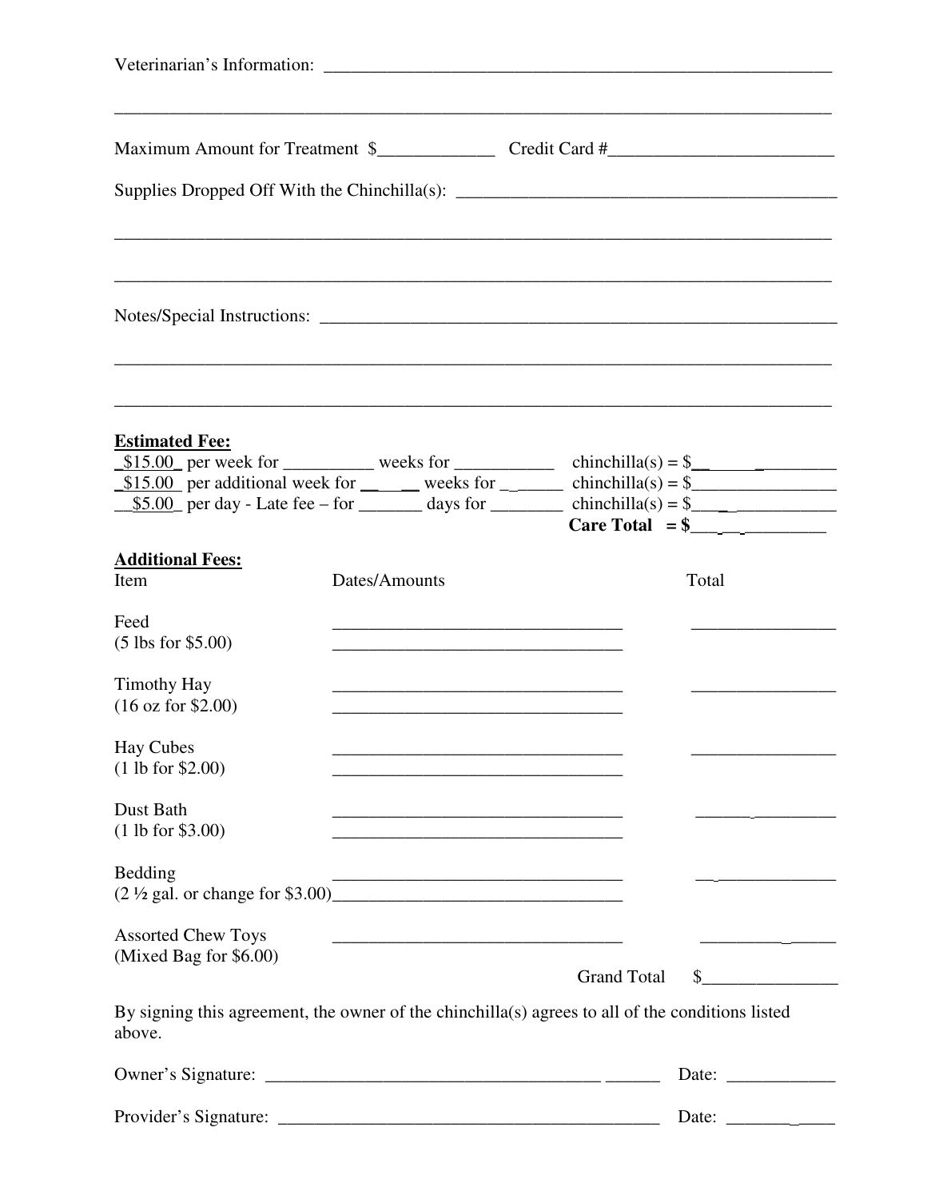Veterinarian's Information: ____________________________________________________________

______________________________________________________________________________

Maximum Amount for Treatment $_____________ Credit Card #_________________________

Supplies Dropped Off With the Chinchilla(s): __________________________________________

______________________________________________________________________________

______________________________________________________________________________

Notes/Special Instructions: ____________________________________________________________

______________________________________________________________________________

______________________________________________________________________________

**Estimated Fee:**

_$15.00_ per week for __________ weeks for ___________ chinchilla(s) = $__________________

_$15.00_ per additional week for ______ weeks for _______ chinchilla(s) = $________________

__$5.00_ per day - Late fee – for _______ days for ________ chinchilla(s) = $________________

**Care Total = $**__________________

**Additional Fees:**

| Item | Dates/Amounts | Total |
|---|---|---|
| Feed<br>(5 lbs for $5.00) | | |
| Timothy Hay<br>(16 oz for $2.00) | | |
| Hay Cubes<br>(1 lb for $2.00) | | |
| Dust Bath<br>(1 lb for $3.00) | | |
| Bedding<br>(2 ½ gal. or change for $3.00) | | |
| Assorted Chew Toys<br>(Mixed Bag for $6.00) | | |
| | Grand Total | $_______________ |

By signing this agreement, the owner of the chinchilla(s) agrees to all of the conditions listed above.

Owner's Signature: ____________________________________________ Date: ____________

Provider's Signature: __________________________________________ Date: ____________